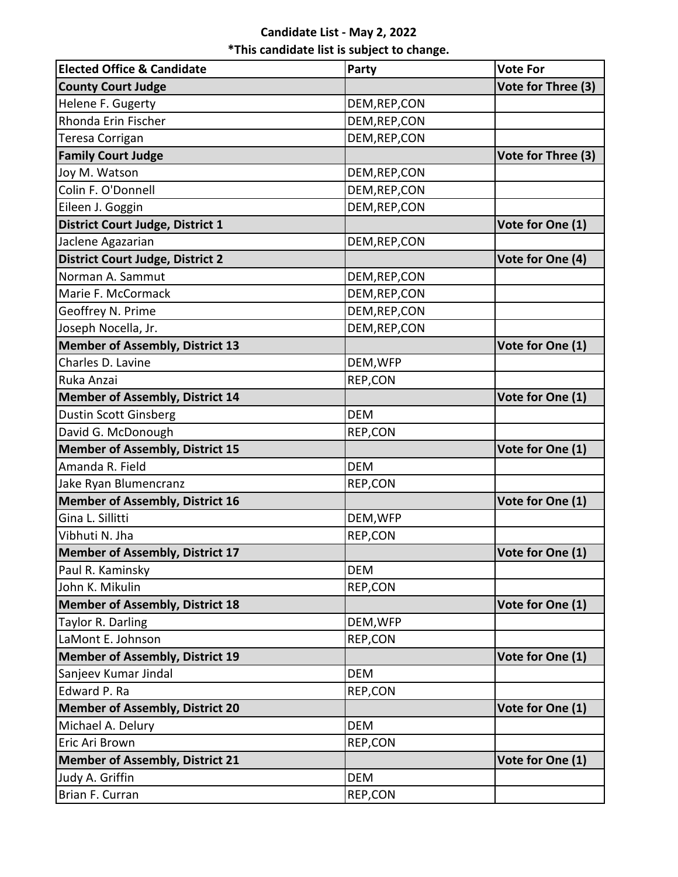**Candidate List - May 2, 2022**

**\*This candidate list is subject to change.**

| Elected Office & Candidate | Party | Vote For |
|---|---|---|
| **County Court Judge** | | **Vote for Three (3)** |
| Helene F. Gugerty | DEM,REP,CON | |
| Rhonda Erin Fischer | DEM,REP,CON | |
| Teresa Corrigan | DEM,REP,CON | |
| **Family Court Judge** | | **Vote for Three (3)** |
| Joy M. Watson | DEM,REP,CON | |
| Colin F. O'Donnell | DEM,REP,CON | |
| Eileen J. Goggin | DEM,REP,CON | |
| **District Court Judge, District 1** | | **Vote for One (1)** |
| Jaclene Agazarian | DEM,REP,CON | |
| **District Court Judge, District 2** | | **Vote for One (4)** |
| Norman A. Sammut | DEM,REP,CON | |
| Marie F. McCormack | DEM,REP,CON | |
| Geoffrey N. Prime | DEM,REP,CON | |
| Joseph Nocella, Jr. | DEM,REP,CON | |
| **Member of Assembly, District 13** | | **Vote for One (1)** |
| Charles D. Lavine | DEM,WFP | |
| Ruka Anzai | REP,CON | |
| **Member of Assembly, District 14** | | **Vote for One (1)** |
| Dustin Scott Ginsberg | DEM | |
| David G. McDonough | REP,CON | |
| **Member of Assembly, District 15** | | **Vote for One (1)** |
| Amanda R. Field | DEM | |
| Jake Ryan Blumencranz | REP,CON | |
| **Member of Assembly, District 16** | | **Vote for One (1)** |
| Gina L. Sillitti | DEM,WFP | |
| Vibhuti N. Jha | REP,CON | |
| **Member of Assembly, District 17** | | **Vote for One (1)** |
| Paul R. Kaminsky | DEM | |
| John K. Mikulin | REP,CON | |
| **Member of Assembly, District 18** | | **Vote for One (1)** |
| Taylor R. Darling | DEM,WFP | |
| LaMont E. Johnson | REP,CON | |
| **Member of Assembly, District 19** | | **Vote for One (1)** |
| Sanjeev Kumar Jindal | DEM | |
| Edward P. Ra | REP,CON | |
| **Member of Assembly, District 20** | | **Vote for One (1)** |
| Michael A. Delury | DEM | |
| Eric Ari Brown | REP,CON | |
| **Member of Assembly, District 21** | | **Vote for One (1)** |
| Judy A. Griffin | DEM | |
| Brian F. Curran | REP,CON | |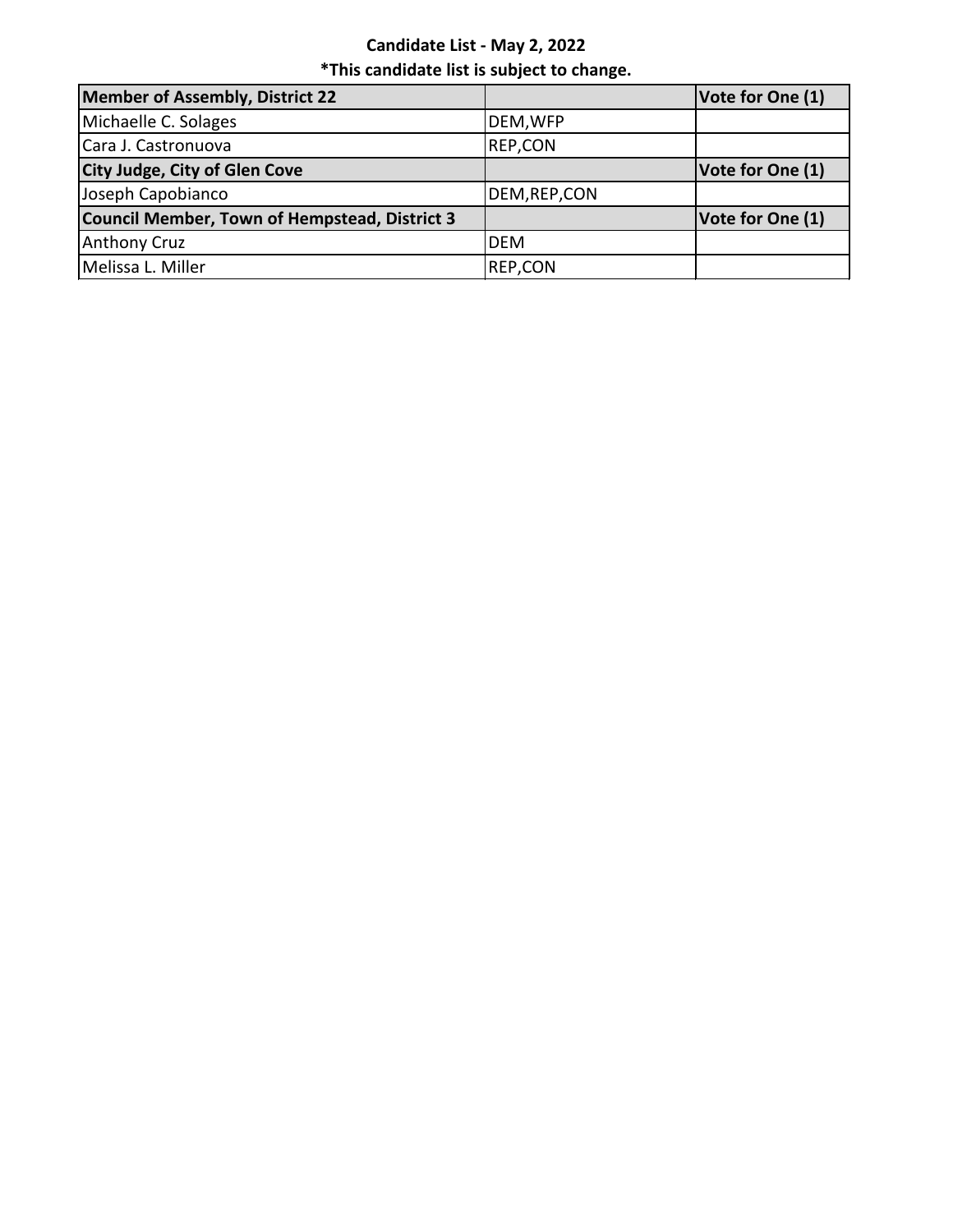**Candidate List - May 2, 2022**

***This candidate list is subject to change.**

| | | |
|---|---|---|
| **Member of Assembly, District 22** | | **Vote for One (1)** |
| Michaelle C. Solages | DEM,WFP | |
| Cara J. Castronuova | REP,CON | |
| **City Judge, City of Glen Cove** | | **Vote for One (1)** |
| Joseph Capobianco | DEM,REP,CON | |
| **Council Member, Town of Hempstead, District 3** | | **Vote for One (1)** |
| Anthony Cruz | DEM | |
| Melissa L. Miller | REP,CON | |